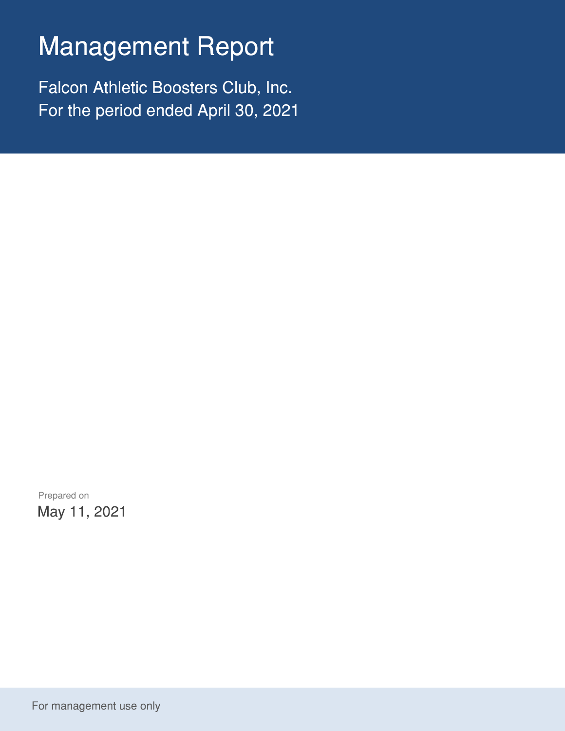# Management Report

Falcon Athletic Boosters Club, Inc.
For the period ended April 30, 2021

Prepared on
May 11, 2021

For management use only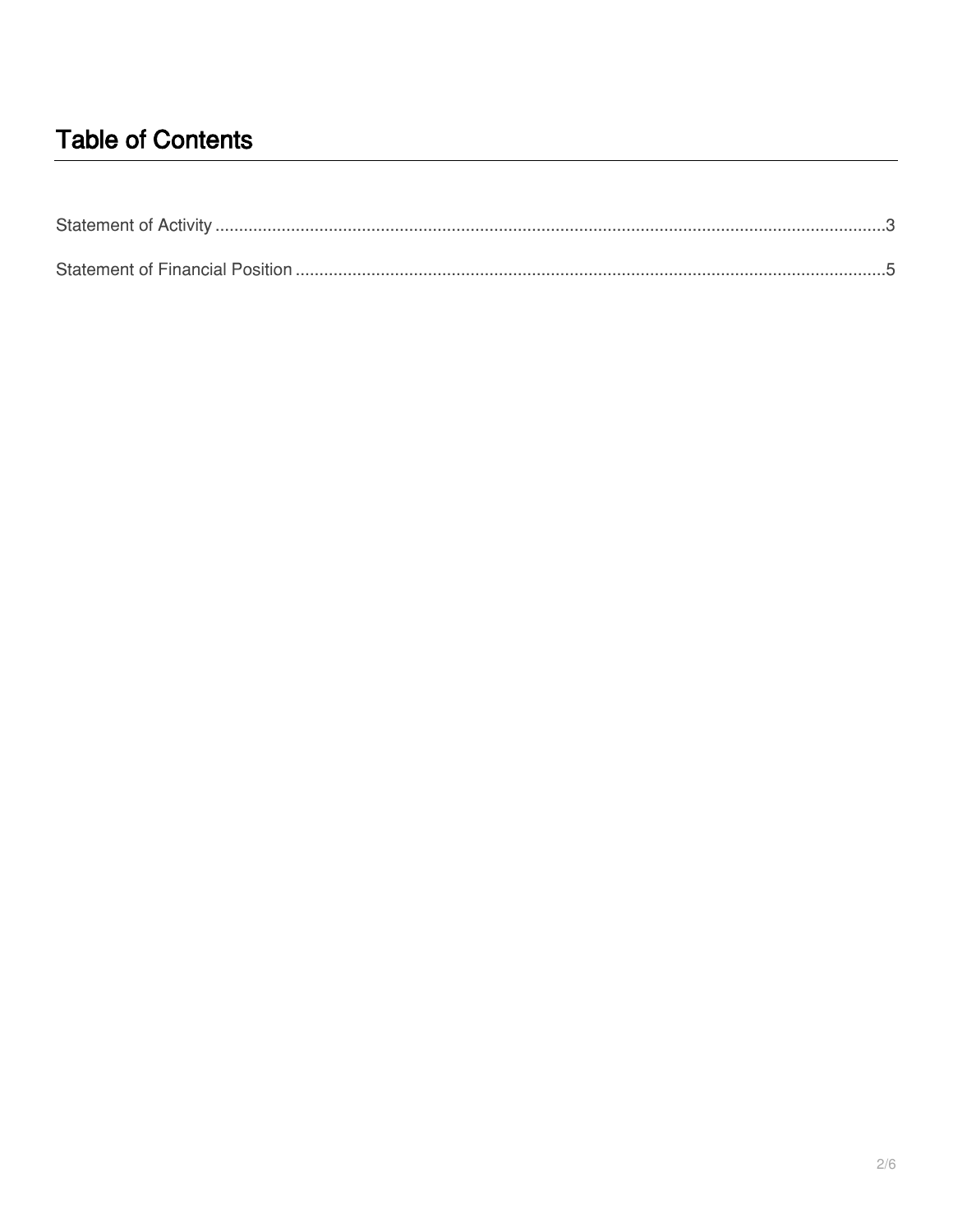# Table of Contents

Statement of Activity ........................................................................................................................................3

Statement of Financial Position .......................................................................................................................5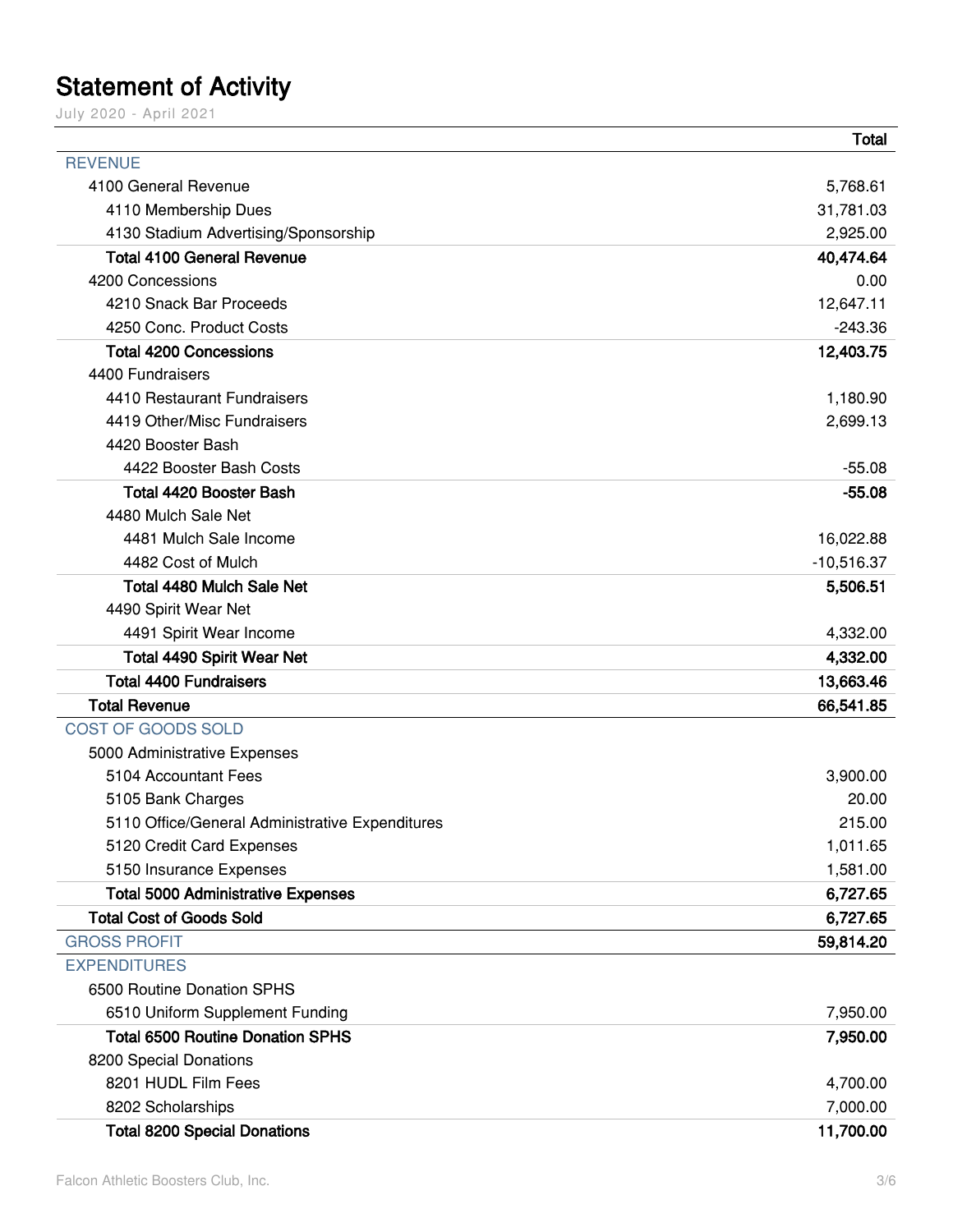# Statement of Activity

July 2020 - April 2021

| | Total |
|---|---|
| REVENUE | |
| 4100 General Revenue | 5,768.61 |
| 4110 Membership Dues | 31,781.03 |
| 4130 Stadium Advertising/Sponsorship | 2,925.00 |
| **Total 4100 General Revenue** | **40,474.64** |
| 4200 Concessions | 0.00 |
| 4210 Snack Bar Proceeds | 12,647.11 |
| 4250 Conc. Product Costs | -243.36 |
| **Total 4200 Concessions** | **12,403.75** |
| 4400 Fundraisers | |
| 4410 Restaurant Fundraisers | 1,180.90 |
| 4419 Other/Misc Fundraisers | 2,699.13 |
| 4420 Booster Bash | |
| 4422 Booster Bash Costs | -55.08 |
| **Total 4420 Booster Bash** | **-55.08** |
| 4480 Mulch Sale Net | |
| 4481 Mulch Sale Income | 16,022.88 |
| 4482 Cost of Mulch | -10,516.37 |
| **Total 4480 Mulch Sale Net** | **5,506.51** |
| 4490 Spirit Wear Net | |
| 4491 Spirit Wear Income | 4,332.00 |
| **Total 4490 Spirit Wear Net** | **4,332.00** |
| **Total 4400 Fundraisers** | **13,663.46** |
| **Total Revenue** | **66,541.85** |
| COST OF GOODS SOLD | |
| 5000 Administrative Expenses | |
| 5104 Accountant Fees | 3,900.00 |
| 5105 Bank Charges | 20.00 |
| 5110 Office/General Administrative Expenditures | 215.00 |
| 5120 Credit Card Expenses | 1,011.65 |
| 5150 Insurance Expenses | 1,581.00 |
| **Total 5000 Administrative Expenses** | **6,727.65** |
| **Total Cost of Goods Sold** | **6,727.65** |
| GROSS PROFIT | **59,814.20** |
| EXPENDITURES | |
| 6500 Routine Donation SPHS | |
| 6510 Uniform Supplement Funding | 7,950.00 |
| **Total 6500 Routine Donation SPHS** | **7,950.00** |
| 8200 Special Donations | |
| 8201 HUDL Film Fees | 4,700.00 |
| 8202 Scholarships | 7,000.00 |
| **Total 8200 Special Donations** | **11,700.00** |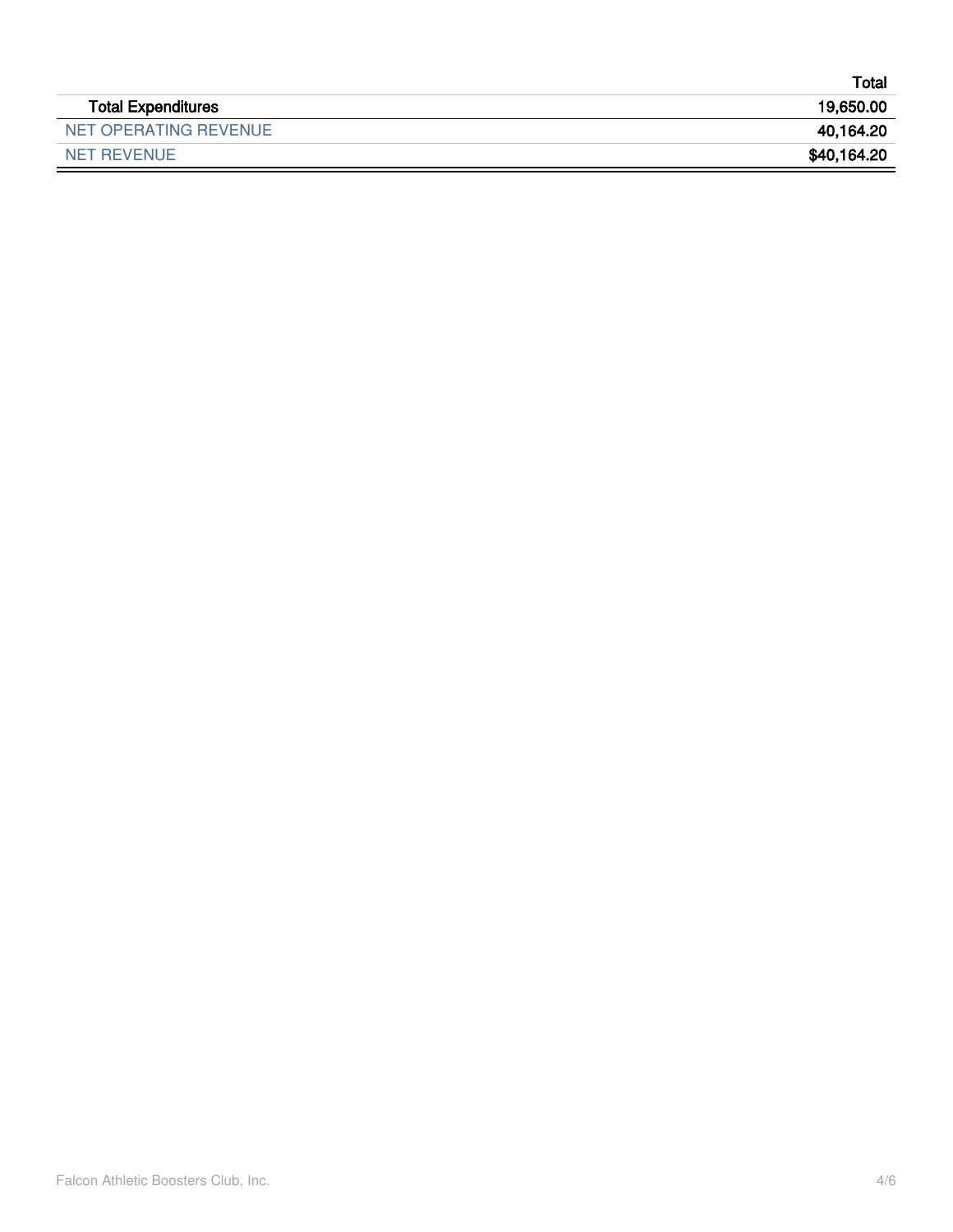| | Total |
|---|---|
| **Total Expenditures** | **19,650.00** |
| NET OPERATING REVENUE | **40,164.20** |
| NET REVENUE | **$40,164.20** |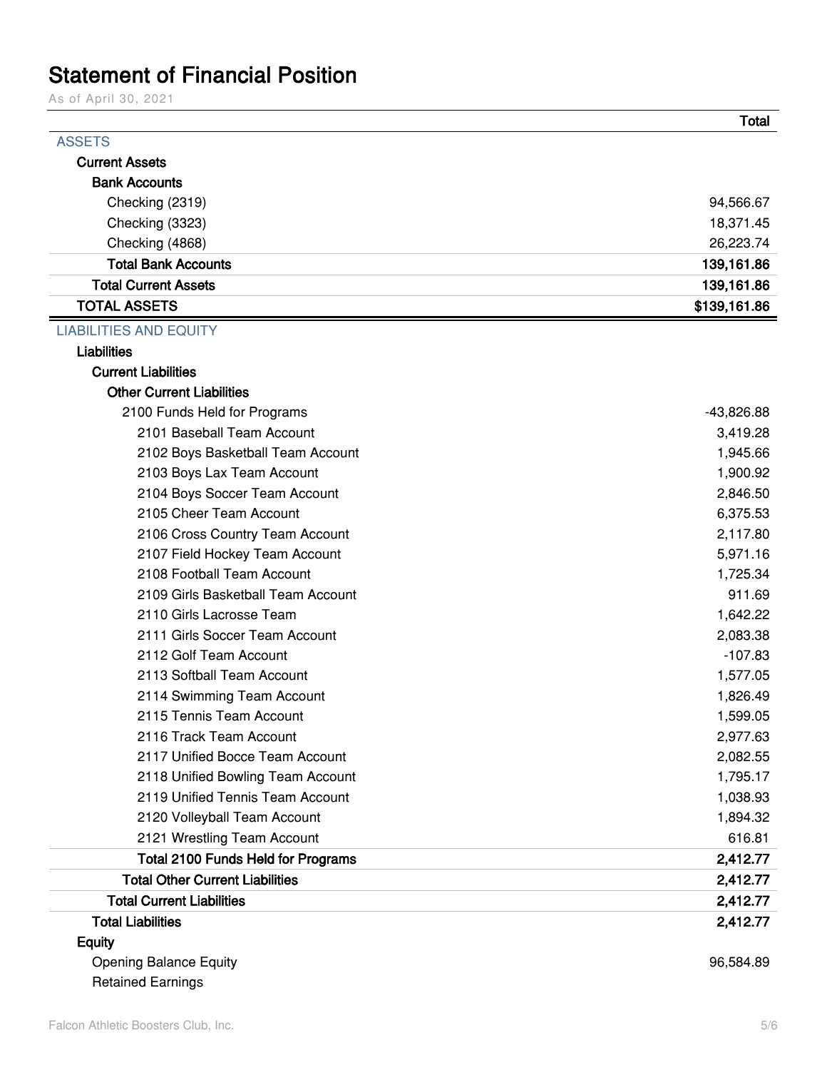# Statement of Financial Position

As of April 30, 2021

| | Total |
|---|---|
| **ASSETS** | |
| **Current Assets** | |
| **Bank Accounts** | |
| Checking (2319) | 94,566.67 |
| Checking (3323) | 18,371.45 |
| Checking (4868) | 26,223.74 |
| **Total Bank Accounts** | **139,161.86** |
| **Total Current Assets** | **139,161.86** |
| **TOTAL ASSETS** | **$139,161.86** |
| **LIABILITIES AND EQUITY** | |
| **Liabilities** | |
| **Current Liabilities** | |
| **Other Current Liabilities** | |
| 2100 Funds Held for Programs | -43,826.88 |
| 2101 Baseball Team Account | 3,419.28 |
| 2102 Boys Basketball Team Account | 1,945.66 |
| 2103 Boys Lax Team Account | 1,900.92 |
| 2104 Boys Soccer Team Account | 2,846.50 |
| 2105 Cheer Team Account | 6,375.53 |
| 2106 Cross Country Team Account | 2,117.80 |
| 2107 Field Hockey Team Account | 5,971.16 |
| 2108 Football Team Account | 1,725.34 |
| 2109 Girls Basketball Team Account | 911.69 |
| 2110 Girls Lacrosse Team | 1,642.22 |
| 2111 Girls Soccer Team Account | 2,083.38 |
| 2112 Golf Team Account | -107.83 |
| 2113 Softball Team Account | 1,577.05 |
| 2114 Swimming Team Account | 1,826.49 |
| 2115 Tennis Team Account | 1,599.05 |
| 2116 Track Team Account | 2,977.63 |
| 2117 Unified Bocce Team Account | 2,082.55 |
| 2118 Unified Bowling Team Account | 1,795.17 |
| 2119 Unified Tennis Team Account | 1,038.93 |
| 2120 Volleyball Team Account | 1,894.32 |
| 2121 Wrestling Team Account | 616.81 |
| **Total 2100 Funds Held for Programs** | **2,412.77** |
| **Total Other Current Liabilities** | **2,412.77** |
| **Total Current Liabilities** | **2,412.77** |
| **Total Liabilities** | **2,412.77** |
| **Equity** | |
| Opening Balance Equity | 96,584.89 |
| Retained Earnings | |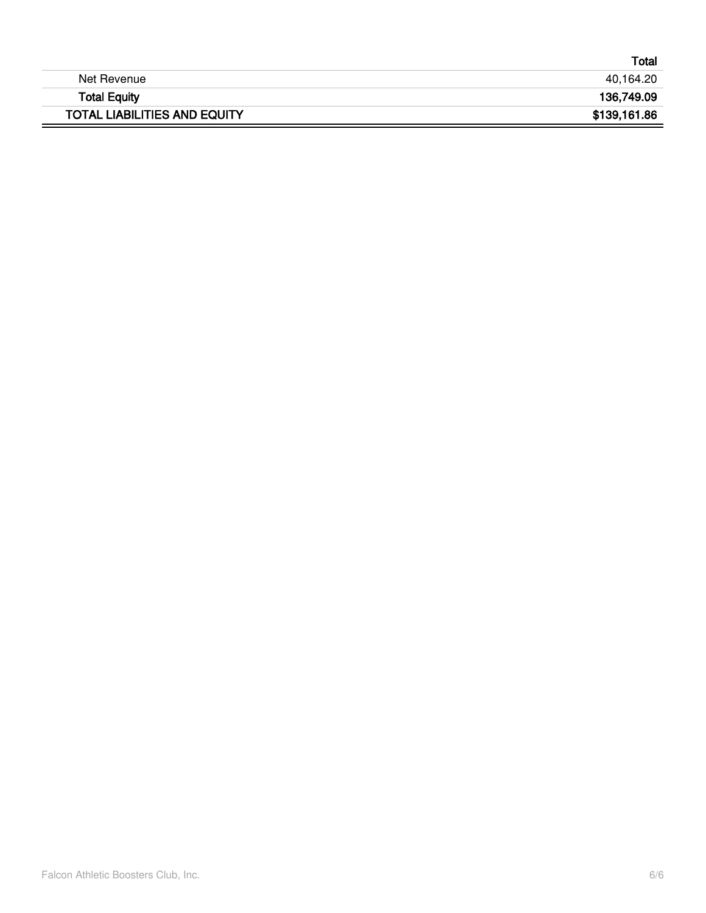| | Total |
| --- | --- |
| Net Revenue | 40,164.20 |
| **Total Equity** | **136,749.09** |
| **TOTAL LIABILITIES AND EQUITY** | **$139,161.86** |